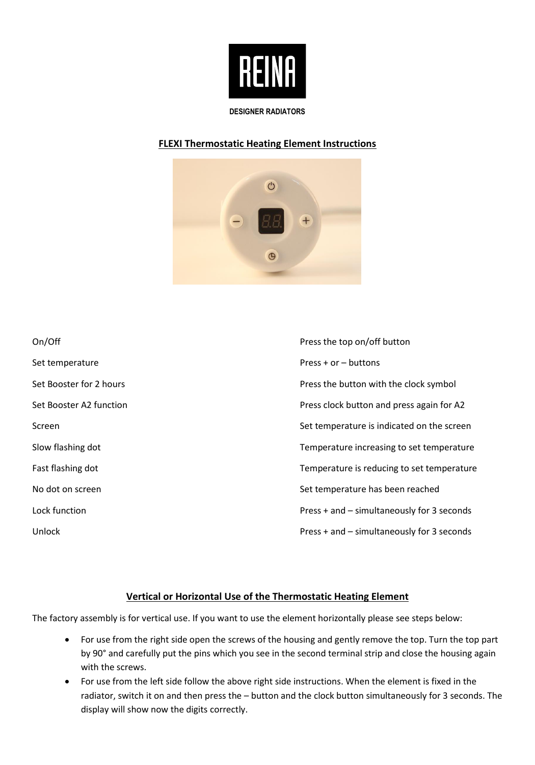# REINA

DESIGNER RADIATORS

## FLEXI Thermostatic Heating Element Instructions

| | |
|---|---|
| On/Off | Press the top on/off button |
| Set temperature | Press + or – buttons |
| Set Booster for 2 hours | Press the button with the clock symbol |
| Set Booster A2 function | Press clock button and press again for A2 |
| Screen | Set temperature is indicated on the screen |
| Slow flashing dot | Temperature increasing to set temperature |
| Fast flashing dot | Temperature is reducing to set temperature |
| No dot on screen | Set temperature has been reached |
| Lock function | Press + and – simultaneously for 3 seconds |
| Unlock | Press + and – simultaneously for 3 seconds |

## Vertical or Horizontal Use of the Thermostatic Heating Element

The factory assembly is for vertical use. If you want to use the element horizontally please see steps below:

- For use from the right side open the screws of the housing and gently remove the top. Turn the top part by 90° and carefully put the pins which you see in the second terminal strip and close the housing again with the screws.
- For use from the left side follow the above right side instructions. When the element is fixed in the radiator, switch it on and then press the – button and the clock button simultaneously for 3 seconds. The display will show now the digits correctly.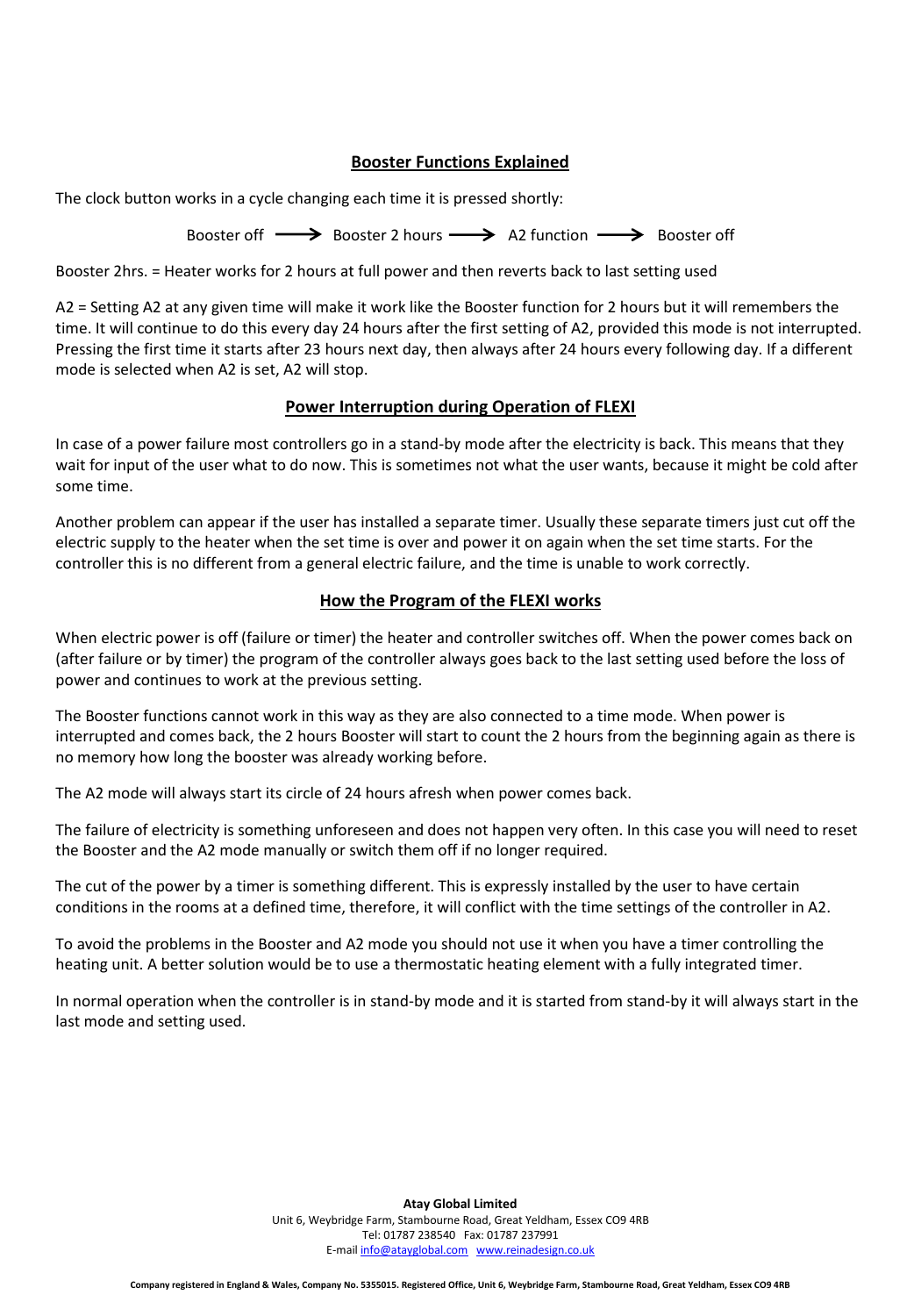## Booster Functions Explained

The clock button works in a cycle changing each time it is pressed shortly:

Booster off ⟶ Booster 2 hours ⟶ A2 function ⟶ Booster off

Booster 2hrs. = Heater works for 2 hours at full power and then reverts back to last setting used

A2 = Setting A2 at any given time will make it work like the Booster function for 2 hours but it will remembers the time. It will continue to do this every day 24 hours after the first setting of A2, provided this mode is not interrupted. Pressing the first time it starts after 23 hours next day, then always after 24 hours every following day. If a different mode is selected when A2 is set, A2 will stop.

## Power Interruption during Operation of FLEXI

In case of a power failure most controllers go in a stand-by mode after the electricity is back. This means that they wait for input of the user what to do now. This is sometimes not what the user wants, because it might be cold after some time.

Another problem can appear if the user has installed a separate timer. Usually these separate timers just cut off the electric supply to the heater when the set time is over and power it on again when the set time starts. For the controller this is no different from a general electric failure, and the time is unable to work correctly.

## How the Program of the FLEXI works

When electric power is off (failure or timer) the heater and controller switches off. When the power comes back on (after failure or by timer) the program of the controller always goes back to the last setting used before the loss of power and continues to work at the previous setting.

The Booster functions cannot work in this way as they are also connected to a time mode. When power is interrupted and comes back, the 2 hours Booster will start to count the 2 hours from the beginning again as there is no memory how long the booster was already working before.

The A2 mode will always start its circle of 24 hours afresh when power comes back.

The failure of electricity is something unforeseen and does not happen very often. In this case you will need to reset the Booster and the A2 mode manually or switch them off if no longer required.

The cut of the power by a timer is something different. This is expressly installed by the user to have certain conditions in the rooms at a defined time, therefore, it will conflict with the time settings of the controller in A2.

To avoid the problems in the Booster and A2 mode you should not use it when you have a timer controlling the heating unit. A better solution would be to use a thermostatic heating element with a fully integrated timer.

In normal operation when the controller is in stand-by mode and it is started from stand-by it will always start in the last mode and setting used.

**Atay Global Limited**
Unit 6, Weybridge Farm, Stambourne Road, Great Yeldham, Essex CO9 4RB
Tel: 01787 238540 Fax: 01787 237991
E-mail info@atayglobal.com www.reinadesign.co.uk

**Company registered in England & Wales, Company No. 5355015. Registered Office, Unit 6, Weybridge Farm, Stambourne Road, Great Yeldham, Essex CO9 4RB**